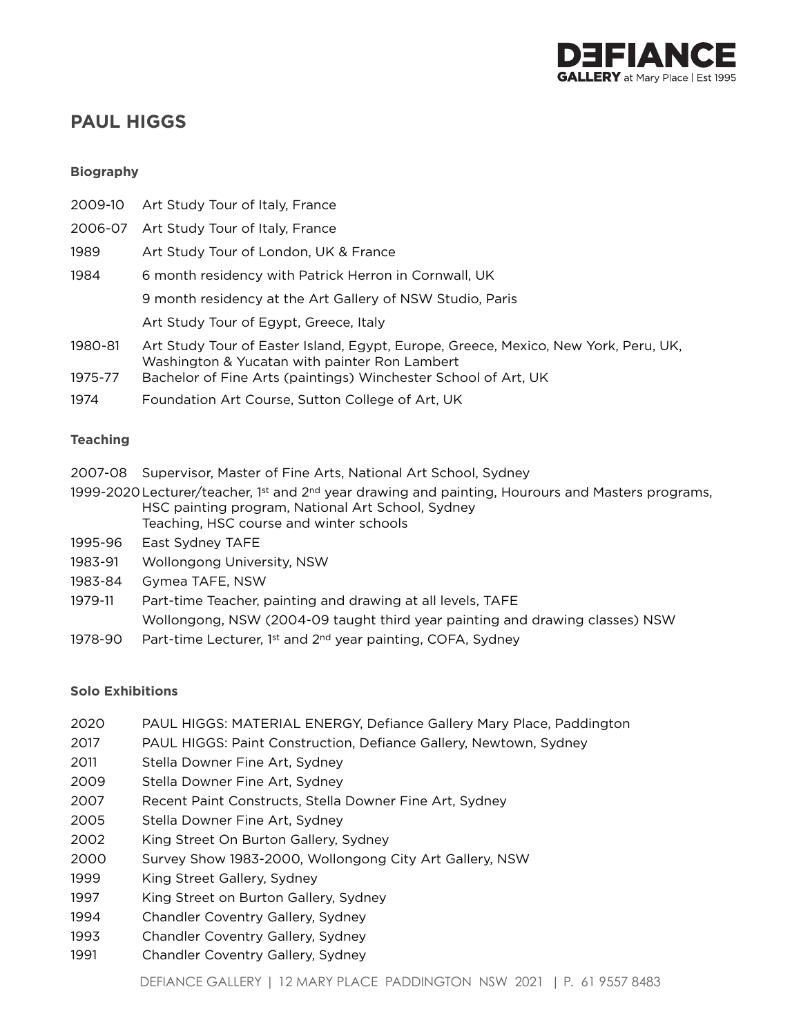# PAUL HIGGS

### Biography

| | |
|---|---|
| 2009-10 | Art Study Tour of Italy, France |
| 2006-07 | Art Study Tour of Italy, France |
| 1989 | Art Study Tour of London, UK & France |
| 1984 | 6 month residency with Patrick Herron in Cornwall, UK |
| | 9 month residency at the Art Gallery of NSW Studio, Paris |
| | Art Study Tour of Egypt, Greece, Italy |
| 1980-81 | Art Study Tour of Easter Island, Egypt, Europe, Greece, Mexico, New York, Peru, UK, Washington & Yucatan with painter Ron Lambert |
| 1975-77 | Bachelor of Fine Arts (paintings) Winchester School of Art, UK |
| 1974 | Foundation Art Course, Sutton College of Art, UK |

### Teaching

| | |
|---|---|
| 2007-08 | Supervisor, Master of Fine Arts, National Art School, Sydney |
| 1999-2020 | Lecturer/teacher, 1st and 2nd year drawing and painting, Hourours and Masters programs, HSC painting program, National Art School, Sydney<br>Teaching, HSC course and winter schools |
| 1995-96 | East Sydney TAFE |
| 1983-91 | Wollongong University, NSW |
| 1983-84 | Gymea TAFE, NSW |
| 1979-11 | Part-time Teacher, painting and drawing at all levels, TAFE<br>Wollongong, NSW (2004-09 taught third year painting and drawing classes) NSW |
| 1978-90 | Part-time Lecturer, 1st and 2nd year painting, COFA, Sydney |

### Solo Exhibitions

| | |
|---|---|
| 2020 | PAUL HIGGS: MATERIAL ENERGY, Defiance Gallery Mary Place, Paddington |
| 2017 | PAUL HIGGS: Paint Construction, Defiance Gallery, Newtown, Sydney |
| 2011 | Stella Downer Fine Art, Sydney |
| 2009 | Stella Downer Fine Art, Sydney |
| 2007 | Recent Paint Constructs, Stella Downer Fine Art, Sydney |
| 2005 | Stella Downer Fine Art, Sydney |
| 2002 | King Street On Burton Gallery, Sydney |
| 2000 | Survey Show 1983-2000, Wollongong City Art Gallery, NSW |
| 1999 | King Street Gallery, Sydney |
| 1997 | King Street on Burton Gallery, Sydney |
| 1994 | Chandler Coventry Gallery, Sydney |
| 1993 | Chandler Coventry Gallery, Sydney |
| 1991 | Chandler Coventry Gallery, Sydney |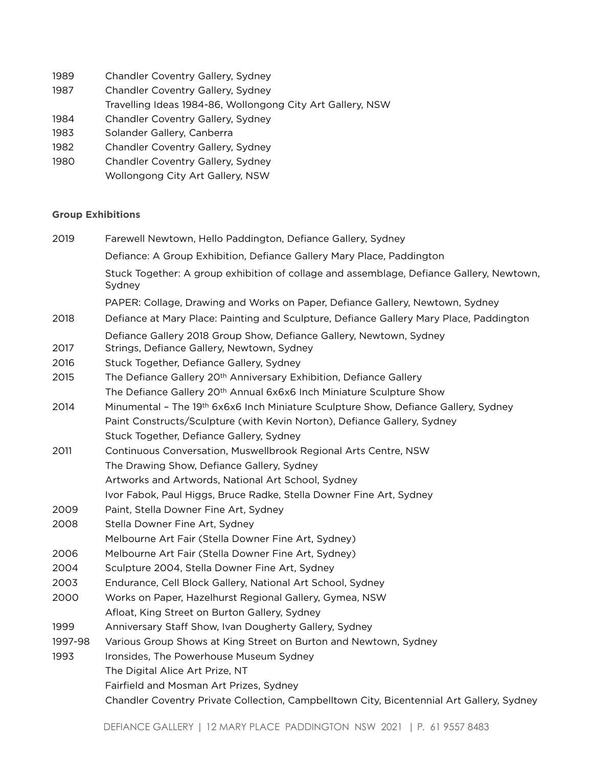1989 Chandler Coventry Gallery, Sydney
1987 Chandler Coventry Gallery, Sydney
Travelling Ideas 1984-86, Wollongong City Art Gallery, NSW
1984 Chandler Coventry Gallery, Sydney
1983 Solander Gallery, Canberra
1982 Chandler Coventry Gallery, Sydney
1980 Chandler Coventry Gallery, Sydney
Wollongong City Art Gallery, NSW

**Group Exhibitions**

2019 Farewell Newtown, Hello Paddington, Defiance Gallery, Sydney
Defiance: A Group Exhibition, Defiance Gallery Mary Place, Paddington
Stuck Together: A group exhibition of collage and assemblage, Defiance Gallery, Newtown, Sydney
PAPER: Collage, Drawing and Works on Paper, Defiance Gallery, Newtown, Sydney
2018 Defiance at Mary Place: Painting and Sculpture, Defiance Gallery Mary Place, Paddington
Defiance Gallery 2018 Group Show, Defiance Gallery, Newtown, Sydney
2017 Strings, Defiance Gallery, Newtown, Sydney
2016 Stuck Together, Defiance Gallery, Sydney
2015 The Defiance Gallery 20th Anniversary Exhibition, Defiance Gallery
The Defiance Gallery 20th Annual 6x6x6 Inch Miniature Sculpture Show
2014 Minumental – The 19th 6x6x6 Inch Miniature Sculpture Show, Defiance Gallery, Sydney
Paint Constructs/Sculpture (with Kevin Norton), Defiance Gallery, Sydney
Stuck Together, Defiance Gallery, Sydney
2011 Continuous Conversation, Muswellbrook Regional Arts Centre, NSW
The Drawing Show, Defiance Gallery, Sydney
Artworks and Artwords, National Art School, Sydney
Ivor Fabok, Paul Higgs, Bruce Radke, Stella Downer Fine Art, Sydney
2009 Paint, Stella Downer Fine Art, Sydney
2008 Stella Downer Fine Art, Sydney
Melbourne Art Fair (Stella Downer Fine Art, Sydney)
2006 Melbourne Art Fair (Stella Downer Fine Art, Sydney)
2004 Sculpture 2004, Stella Downer Fine Art, Sydney
2003 Endurance, Cell Block Gallery, National Art School, Sydney
2000 Works on Paper, Hazelhurst Regional Gallery, Gymea, NSW
Afloat, King Street on Burton Gallery, Sydney
1999 Anniversary Staff Show, Ivan Dougherty Gallery, Sydney
1997-98 Various Group Shows at King Street on Burton and Newtown, Sydney
1993 Ironsides, The Powerhouse Museum Sydney
The Digital Alice Art Prize, NT
Fairfield and Mosman Art Prizes, Sydney
Chandler Coventry Private Collection, Campbelltown City, Bicentennial Art Gallery, Sydney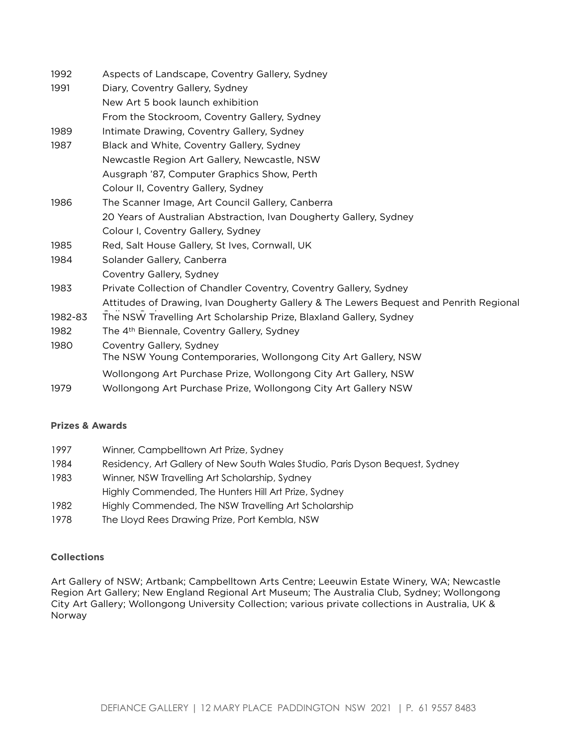| | |
|---|---|
| 1992 | Aspects of Landscape, Coventry Gallery, Sydney |
| 1991 | Diary, Coventry Gallery, Sydney |
| | New Art 5 book launch exhibition |
| | From the Stockroom, Coventry Gallery, Sydney |
| 1989 | Intimate Drawing, Coventry Gallery, Sydney |
| 1987 | Black and White, Coventry Gallery, Sydney |
| | Newcastle Region Art Gallery, Newcastle, NSW |
| | Ausgraph '87, Computer Graphics Show, Perth |
| | Colour II, Coventry Gallery, Sydney |
| 1986 | The Scanner Image, Art Council Gallery, Canberra |
| | 20 Years of Australian Abstraction, Ivan Dougherty Gallery, Sydney |
| | Colour I, Coventry Gallery, Sydney |
| 1985 | Red, Salt House Gallery, St Ives, Cornwall, UK |
| 1984 | Solander Gallery, Canberra |
| | Coventry Gallery, Sydney |
| 1983 | Private Collection of Chandler Coventry, Coventry Gallery, Sydney |
| | Attitudes of Drawing, Ivan Dougherty Gallery & The Lewers Bequest and Penrith Regional Gallery, Sydney |
| 1982-83 | The NSW Travelling Art Scholarship Prize, Blaxland Gallery, Sydney |
| 1982 | The 4th Biennale, Coventry Gallery, Sydney |
| 1980 | Coventry Gallery, Sydney |
| | The NSW Young Contemporaries, Wollongong City Art Gallery, NSW |
| | Wollongong Art Purchase Prize, Wollongong City Art Gallery, NSW |
| 1979 | Wollongong Art Purchase Prize, Wollongong City Art Gallery NSW |

**Prizes & Awards**

| | |
|---|---|
| 1997 | Winner, Campbelltown Art Prize, Sydney |
| 1984 | Residency, Art Gallery of New South Wales Studio, Paris Dyson Bequest, Sydney |
| 1983 | Winner, NSW Travelling Art Scholarship, Sydney |
| | Highly Commended, The Hunters Hill Art Prize, Sydney |
| 1982 | Highly Commended, The NSW Travelling Art Scholarship |
| 1978 | The Lloyd Rees Drawing Prize, Port Kembla, NSW |

**Collections**

Art Gallery of NSW; Artbank; Campbelltown Arts Centre; Leeuwin Estate Winery, WA; Newcastle Region Art Gallery; New England Regional Art Museum; The Australia Club, Sydney; Wollongong City Art Gallery; Wollongong University Collection; various private collections in Australia, UK & Norway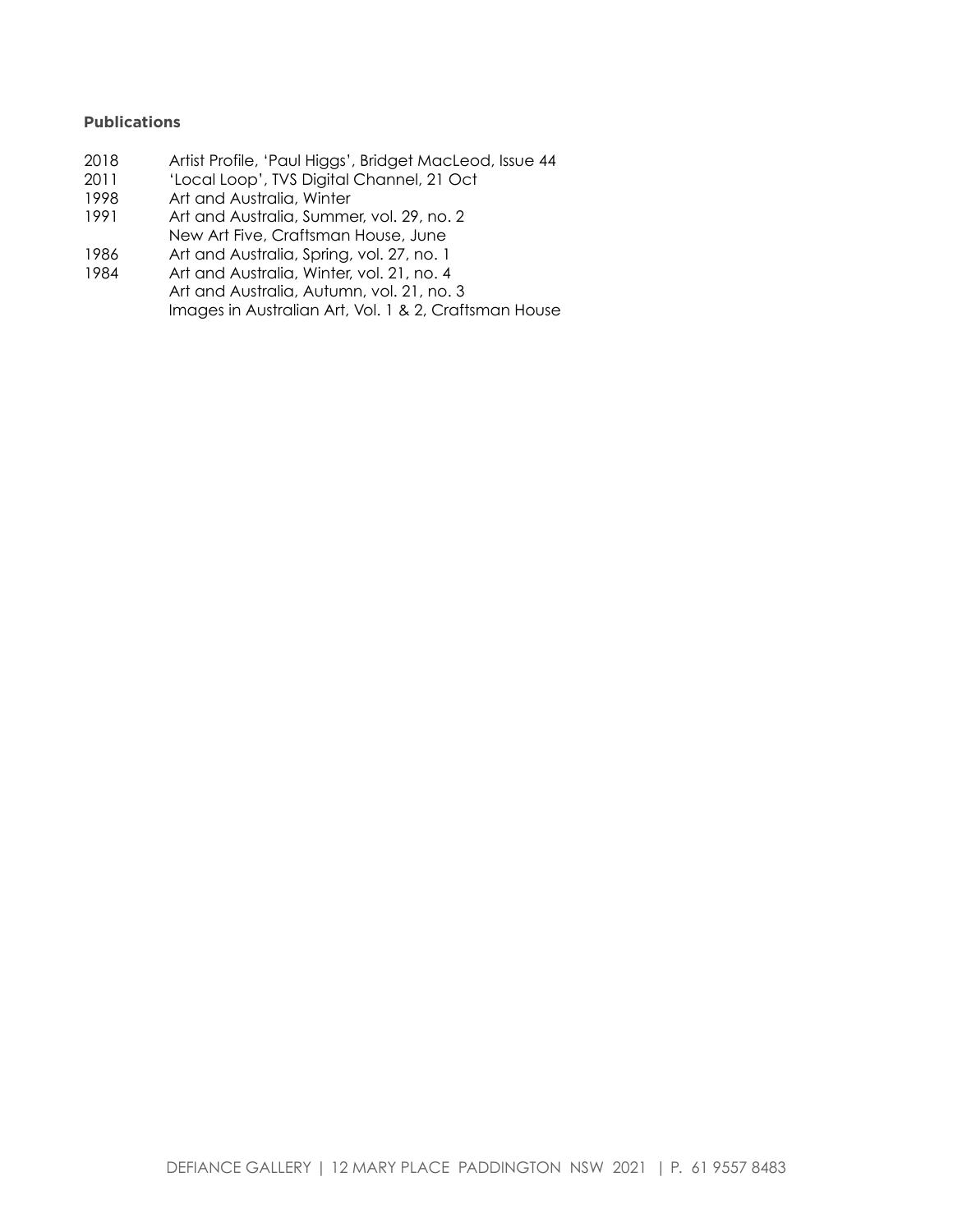**Publications**

| | |
|---|---|
| 2018 | Artist Profile, 'Paul Higgs', Bridget MacLeod, Issue 44 |
| 2011 | 'Local Loop', TVS Digital Channel, 21 Oct |
| 1998 | Art and Australia, Winter |
| 1991 | Art and Australia, Summer, vol. 29, no. 2 |
| | New Art Five, Craftsman House, June |
| 1986 | Art and Australia, Spring, vol. 27, no. 1 |
| 1984 | Art and Australia, Winter, vol. 21, no. 4 |
| | Art and Australia, Autumn, vol. 21, no. 3 |
| | Images in Australian Art, Vol. 1 & 2, Craftsman House |